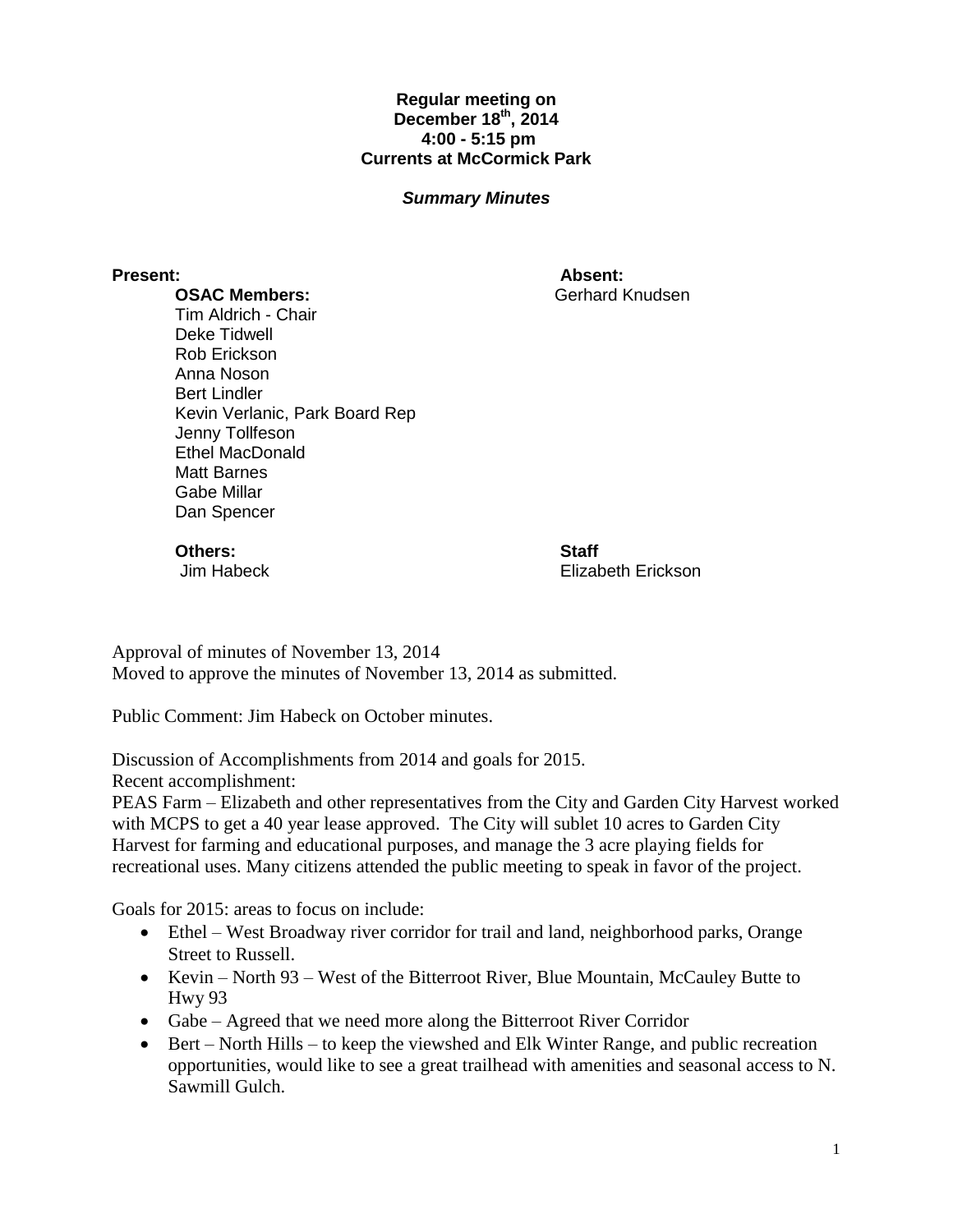**Regular meeting on**
**December 18th, 2014**
**4:00 - 5:15 pm**
**Currents at McCormick Park**

***Summary Minutes***

**Present:**

**OSAC Members:**
Tim Aldrich - Chair
Deke Tidwell
Rob Erickson
Anna Noson
Bert Lindler
Kevin Verlanic, Park Board Rep
Jenny Tollfeson
Ethel MacDonald
Matt Barnes
Gabe Millar
Dan Spencer

**Absent:**
Gerhard Knudsen

**Others:**
Jim Habeck

**Staff**
Elizabeth Erickson

Approval of minutes of November 13, 2014
Moved to approve the minutes of November 13, 2014 as submitted.

Public Comment: Jim Habeck on October minutes.

Discussion of Accomplishments from 2014 and goals for 2015.
Recent accomplishment:
PEAS Farm – Elizabeth and other representatives from the City and Garden City Harvest worked with MCPS to get a 40 year lease approved. The City will sublet 10 acres to Garden City Harvest for farming and educational purposes, and manage the 3 acre playing fields for recreational uses. Many citizens attended the public meeting to speak in favor of the project.

Goals for 2015: areas to focus on include:

- Ethel – West Broadway river corridor for trail and land, neighborhood parks, Orange Street to Russell.
- Kevin – North 93 – West of the Bitterroot River, Blue Mountain, McCauley Butte to Hwy 93
- Gabe – Agreed that we need more along the Bitterroot River Corridor
- Bert – North Hills – to keep the viewshed and Elk Winter Range, and public recreation opportunities, would like to see a great trailhead with amenities and seasonal access to N. Sawmill Gulch.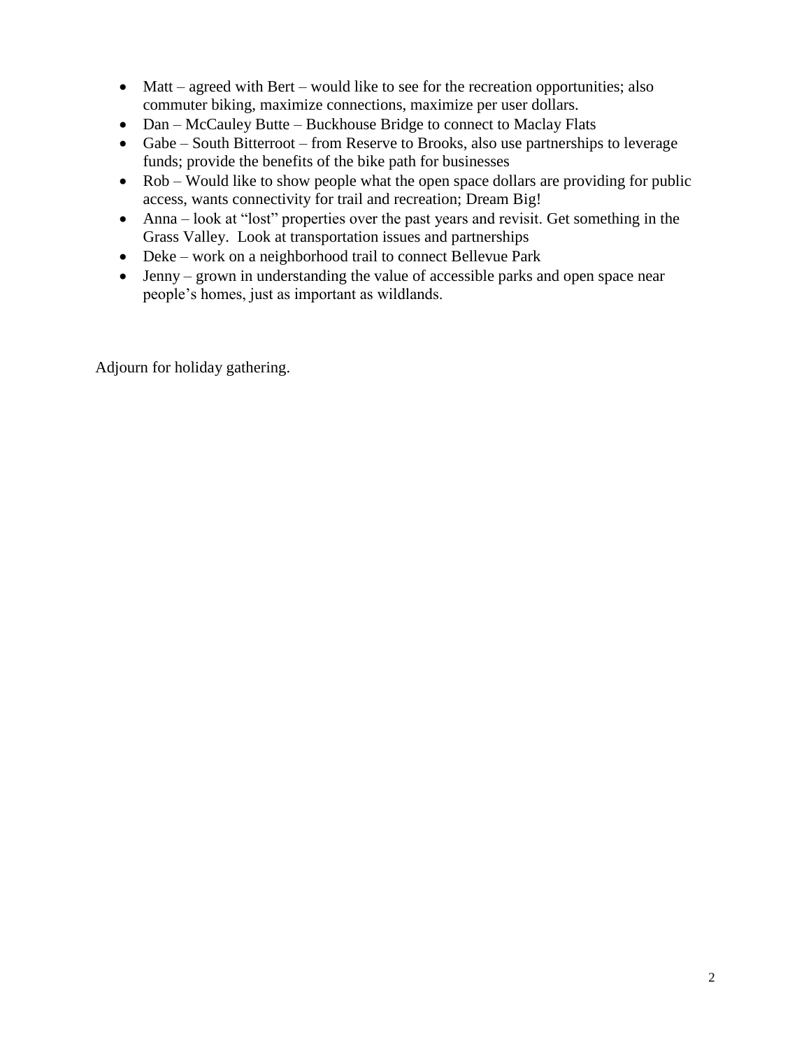- Matt – agreed with Bert – would like to see for the recreation opportunities; also commuter biking, maximize connections, maximize per user dollars.
- Dan – McCauley Butte – Buckhouse Bridge to connect to Maclay Flats
- Gabe – South Bitterroot – from Reserve to Brooks, also use partnerships to leverage funds; provide the benefits of the bike path for businesses
- Rob – Would like to show people what the open space dollars are providing for public access, wants connectivity for trail and recreation; Dream Big!
- Anna – look at "lost" properties over the past years and revisit. Get something in the Grass Valley. Look at transportation issues and partnerships
- Deke – work on a neighborhood trail to connect Bellevue Park
- Jenny – grown in understanding the value of accessible parks and open space near people's homes, just as important as wildlands.

Adjourn for holiday gathering.